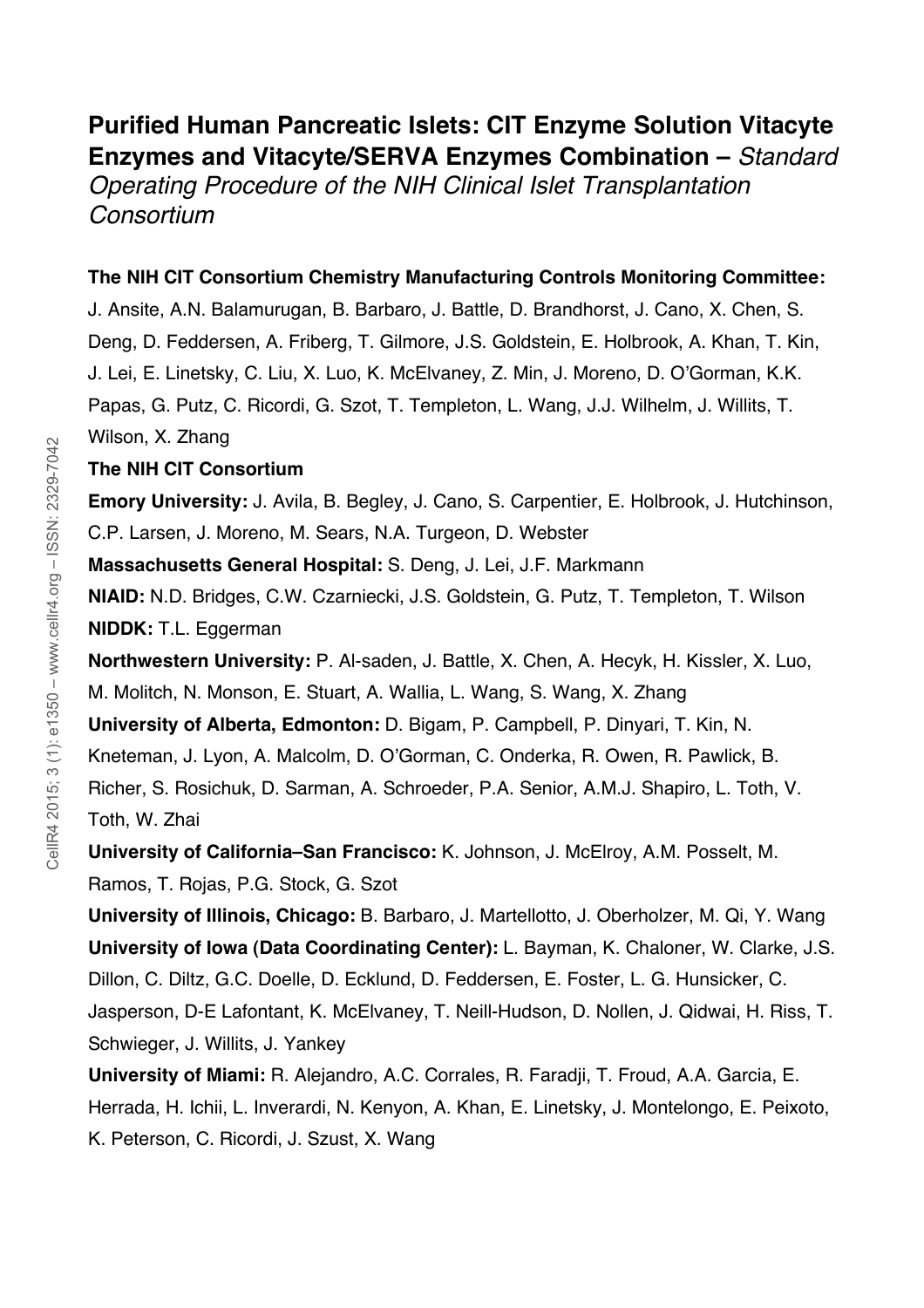# Purified Human Pancreatic Islets: CIT Enzyme Solution Vitacyte Enzymes and Vitacyte/SERVA Enzymes Combination – *Standard Operating Procedure of the NIH Clinical Islet Transplantation Consortium*

**The NIH CIT Consortium Chemistry Manufacturing Controls Monitoring Committee:**

J. Ansite, A.N. Balamurugan, B. Barbaro, J. Battle, D. Brandhorst, J. Cano, X. Chen, S. Deng, D. Feddersen, A. Friberg, T. Gilmore, J.S. Goldstein, E. Holbrook, A. Khan, T. Kin, J. Lei, E. Linetsky, C. Liu, X. Luo, K. McElvaney, Z. Min, J. Moreno, D. O'Gorman, K.K. Papas, G. Putz, C. Ricordi, G. Szot, T. Templeton, L. Wang, J.J. Wilhelm, J. Willits, T. Wilson, X. Zhang

**The NIH CIT Consortium**

**Emory University:** J. Avila, B. Begley, J. Cano, S. Carpentier, E. Holbrook, J. Hutchinson, C.P. Larsen, J. Moreno, M. Sears, N.A. Turgeon, D. Webster

**Massachusetts General Hospital:** S. Deng, J. Lei, J.F. Markmann

**NIAID:** N.D. Bridges, C.W. Czarniecki, J.S. Goldstein, G. Putz, T. Templeton, T. Wilson

**NIDDK:** T.L. Eggerman

**Northwestern University:** P. Al-saden, J. Battle, X. Chen, A. Hecyk, H. Kissler, X. Luo, M. Molitch, N. Monson, E. Stuart, A. Wallia, L. Wang, S. Wang, X. Zhang

**University of Alberta, Edmonton:** D. Bigam, P. Campbell, P. Dinyari, T. Kin, N. Kneteman, J. Lyon, A. Malcolm, D. O'Gorman, C. Onderka, R. Owen, R. Pawlick, B. Richer, S. Rosichuk, D. Sarman, A. Schroeder, P.A. Senior, A.M.J. Shapiro, L. Toth, V. Toth, W. Zhai

**University of California–San Francisco:** K. Johnson, J. McElroy, A.M. Posselt, M. Ramos, T. Rojas, P.G. Stock, G. Szot

**University of Illinois, Chicago:** B. Barbaro, J. Martellotto, J. Oberholzer, M. Qi, Y. Wang

**University of Iowa (Data Coordinating Center):** L. Bayman, K. Chaloner, W. Clarke, J.S. Dillon, C. Diltz, G.C. Doelle, D. Ecklund, D. Feddersen, E. Foster, L. G. Hunsicker, C. Jasperson, D-E Lafontant, K. McElvaney, T. Neill-Hudson, D. Nollen, J. Qidwai, H. Riss, T. Schwieger, J. Willits, J. Yankey

**University of Miami:** R. Alejandro, A.C. Corrales, R. Faradji, T. Froud, A.A. Garcia, E. Herrada, H. Ichii, L. Inverardi, N. Kenyon, A. Khan, E. Linetsky, J. Montelongo, E. Peixoto, K. Peterson, C. Ricordi, J. Szust, X. Wang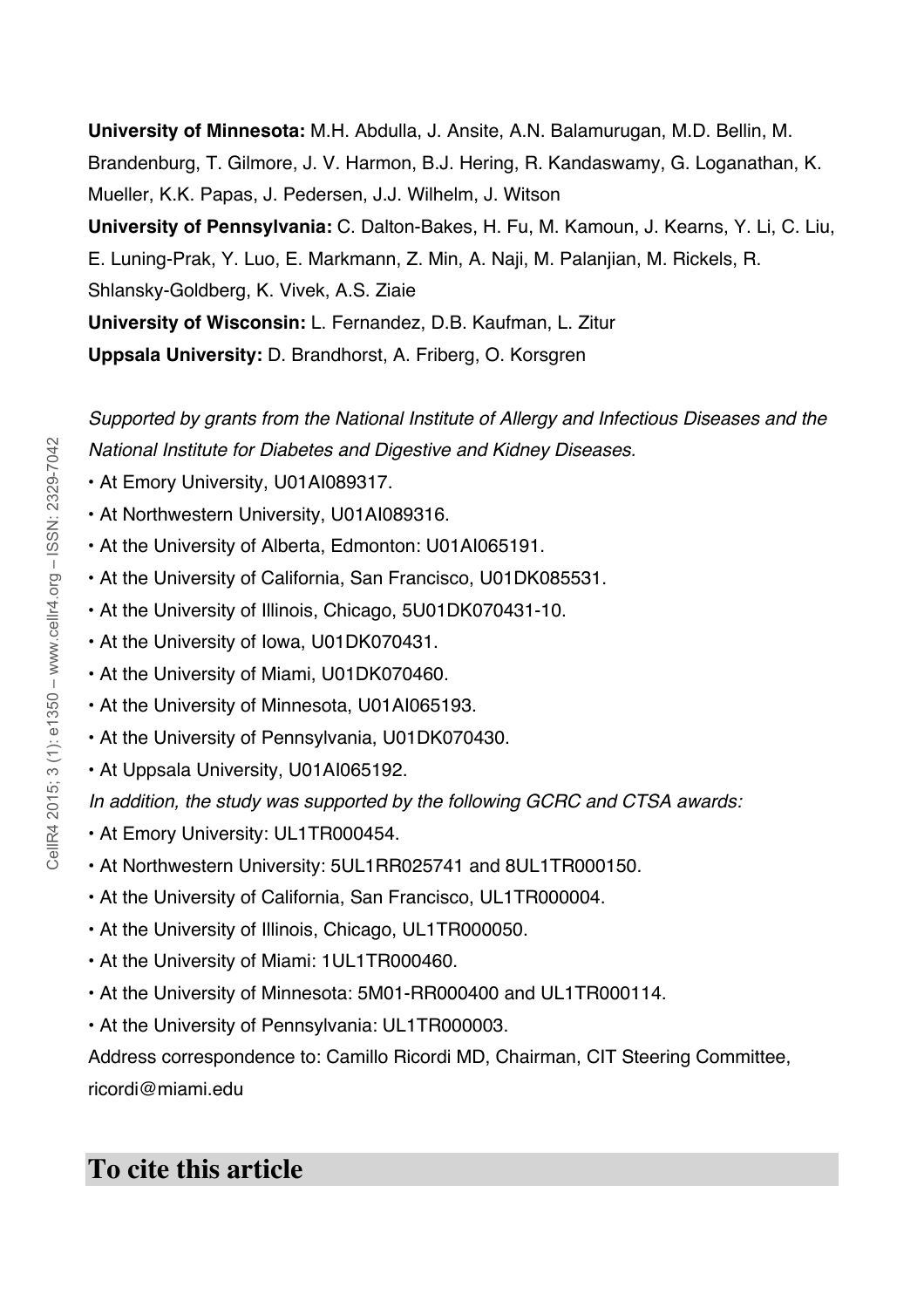**University of Minnesota:** M.H. Abdulla, J. Ansite, A.N. Balamurugan, M.D. Bellin, M. Brandenburg, T. Gilmore, J. V. Harmon, B.J. Hering, R. Kandaswamy, G. Loganathan, K. Mueller, K.K. Papas, J. Pedersen, J.J. Wilhelm, J. Witson

**University of Pennsylvania:** C. Dalton-Bakes, H. Fu, M. Kamoun, J. Kearns, Y. Li, C. Liu, E. Luning-Prak, Y. Luo, E. Markmann, Z. Min, A. Naji, M. Palanjian, M. Rickels, R. Shlansky-Goldberg, K. Vivek, A.S. Ziaie

**University of Wisconsin:** L. Fernandez, D.B. Kaufman, L. Zitur

**Uppsala University:** D. Brandhorst, A. Friberg, O. Korsgren

*Supported by grants from the National Institute of Allergy and Infectious Diseases and the National Institute for Diabetes and Digestive and Kidney Diseases.*

- At Emory University, U01AI089317.
- At Northwestern University, U01AI089316.
- At the University of Alberta, Edmonton: U01AI065191.
- At the University of California, San Francisco, U01DK085531.
- At the University of Illinois, Chicago, 5U01DK070431-10.
- At the University of Iowa, U01DK070431.
- At the University of Miami, U01DK070460.
- At the University of Minnesota, U01AI065193.
- At the University of Pennsylvania, U01DK070430.
- At Uppsala University, U01AI065192.

*In addition, the study was supported by the following GCRC and CTSA awards:*

- At Emory University: UL1TR000454.
- At Northwestern University: 5UL1RR025741 and 8UL1TR000150.
- At the University of California, San Francisco, UL1TR000004.
- At the University of Illinois, Chicago, UL1TR000050.
- At the University of Miami: 1UL1TR000460.
- At the University of Minnesota: 5M01-RR000400 and UL1TR000114.
- At the University of Pennsylvania: UL1TR000003.

Address correspondence to: Camillo Ricordi MD, Chairman, CIT Steering Committee, ricordi@miami.edu

## To cite this article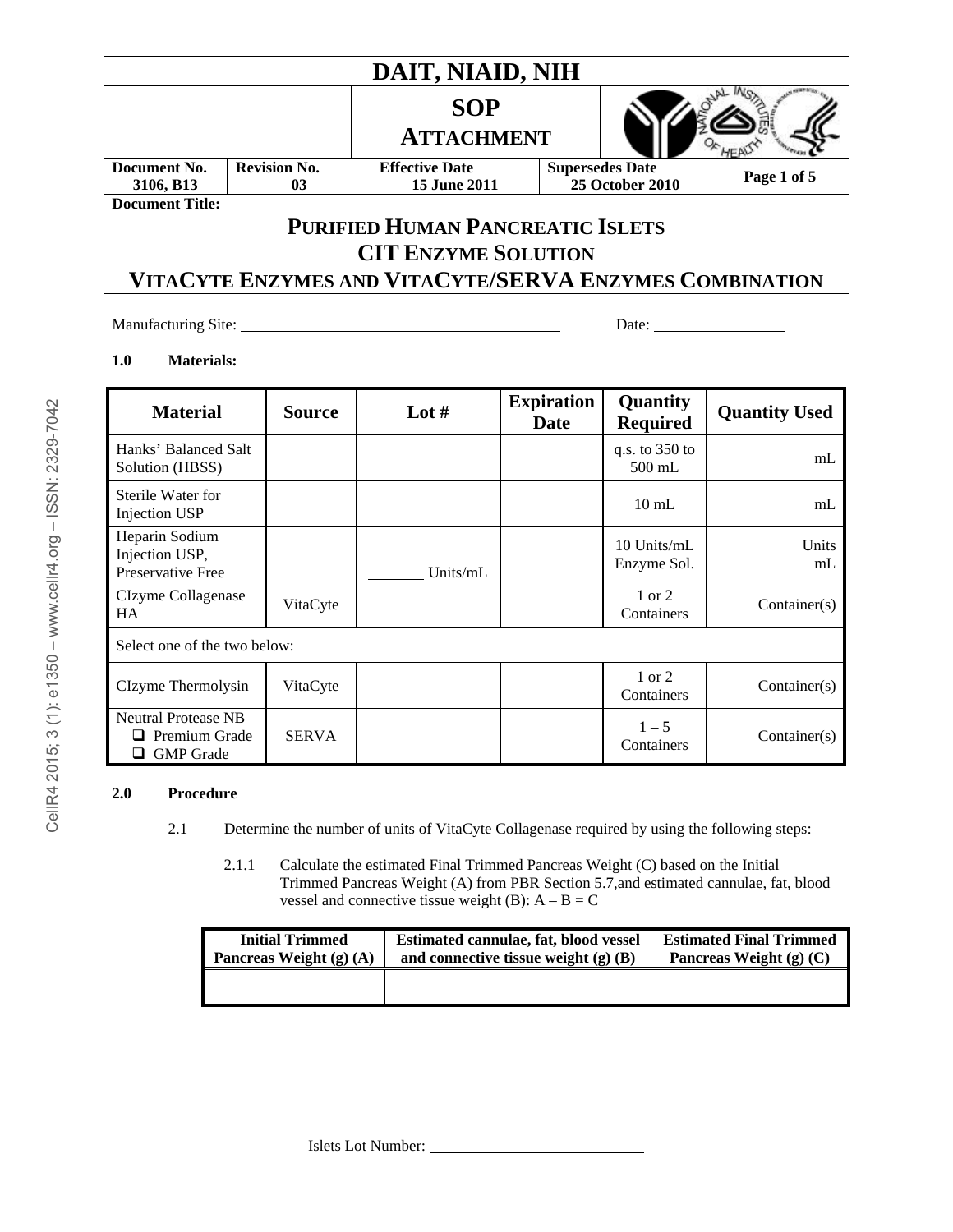| DAIT, NIAID, NIH | | | | |
|---|---|---|---|---|
| | SOP ATTACHMENT | | | |
| **Document No.** 3106, B13 | **Revision No.** 03 | **Effective Date** 15 June 2011 | **Supersedes Date** 25 October 2010 | **Page 1 of 5** |

**Document Title:**

# PURIFIED HUMAN PANCREATIC ISLETS CIT ENZYME SOLUTION VITACYTE ENZYMES AND VITACYTE/SERVA ENZYMES COMBINATION

Manufacturing Site: ______________________ Date: ____________

**1.0 Materials:**

| Material | Source | Lot # | Expiration Date | Quantity Required | Quantity Used |
|---|---|---|---|---|---|
| Hanks' Balanced Salt Solution (HBSS) | | | | q.s. to 350 to 500 mL | mL |
| Sterile Water for Injection USP | | | | 10 mL | mL |
| Heparin Sodium Injection USP, Preservative Free | | _______ Units/mL | | 10 Units/mL Enzyme Sol. | Units mL |
| CIzyme Collagenase HA | VitaCyte | | | 1 or 2 Containers | Container(s) |
| Select one of the two below: | | | | | |
| CIzyme Thermolysin | VitaCyte | | | 1 or 2 Containers | Container(s) |
| Neutral Protease NB ❑ Premium Grade ❑ GMP Grade | SERVA | | | 1 – 5 Containers | Container(s) |

**2.0 Procedure**

2.1 Determine the number of units of VitaCyte Collagenase required by using the following steps:

2.1.1 Calculate the estimated Final Trimmed Pancreas Weight (C) based on the Initial Trimmed Pancreas Weight (A) from PBR Section 5.7,and estimated cannulae, fat, blood vessel and connective tissue weight (B): A – B = C

| Initial Trimmed Pancreas Weight (g) (A) | Estimated cannulae, fat, blood vessel and connective tissue weight (g) (B) | Estimated Final Trimmed Pancreas Weight (g) (C) |
|---|---|---|
| | | |

Islets Lot Number: ______________________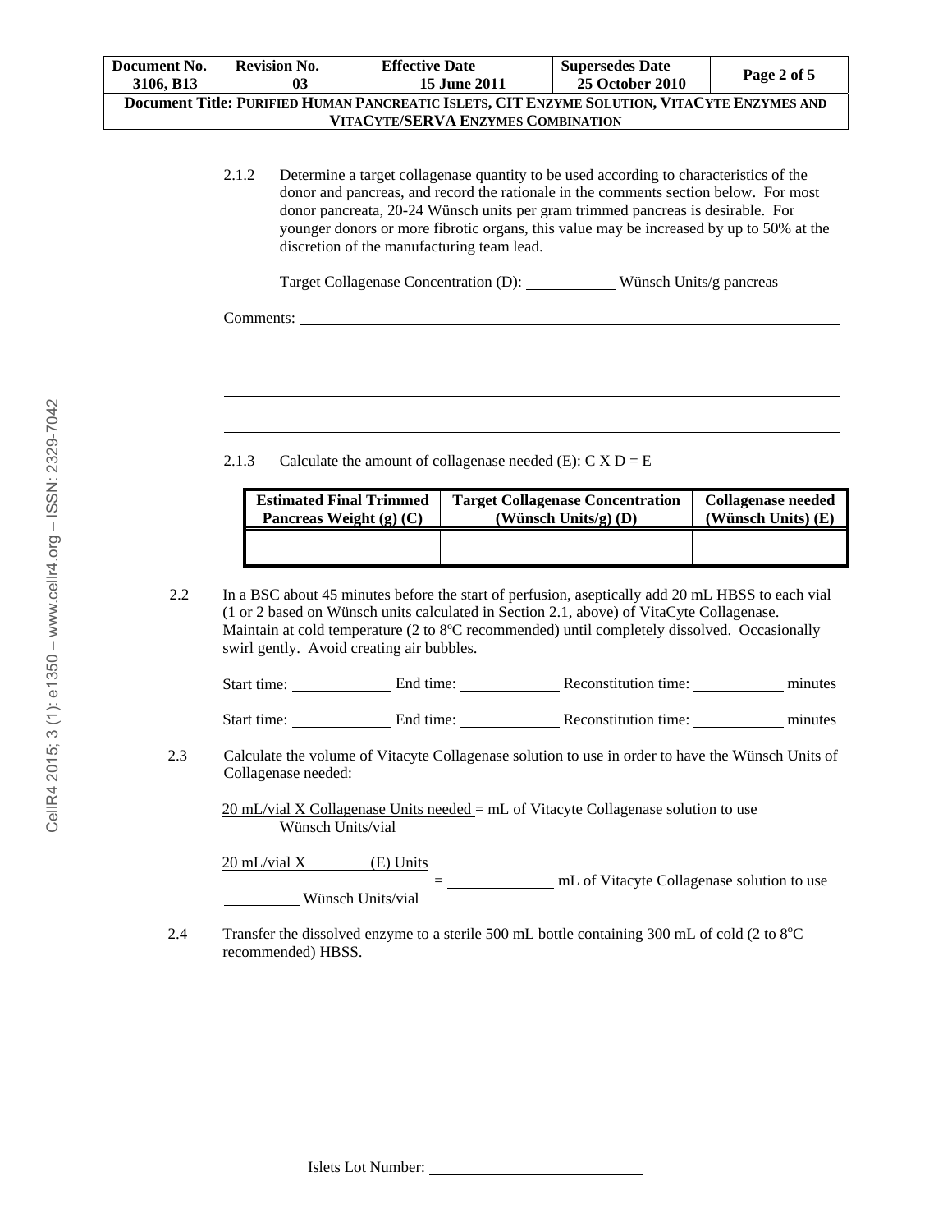2.1.2 Determine a target collagenase quantity to be used according to characteristics of the donor and pancreas, and record the rationale in the comments section below. For most donor pancreata, 20-24 Wünsch units per gram trimmed pancreas is desirable. For younger donors or more fibrotic organs, this value may be increased by up to 50% at the discretion of the manufacturing team lead.

Target Collagenase Concentration (D): ___________ Wünsch Units/g pancreas

Comments: ___________________________________________________________________

_____________________________________________________________________________

_____________________________________________________________________________

_____________________________________________________________________________

2.1.3 Calculate the amount of collagenase needed (E): C X D = E

| Estimated Final Trimmed Pancreas Weight (g) (C) | Target Collagenase Concentration (Wünsch Units/g) (D) | Collagenase needed (Wünsch Units) (E) |
|---|---|---|
| | | |

2.2 In a BSC about 45 minutes before the start of perfusion, aseptically add 20 mL HBSS to each vial (1 or 2 based on Wünsch units calculated in Section 2.1, above) of VitaCyte Collagenase. Maintain at cold temperature (2 to 8ºC recommended) until completely dissolved. Occasionally swirl gently. Avoid creating air bubbles.

Start time: ___________ End time: ___________ Reconstitution time: __________ minutes

Start time: ___________ End time: ___________ Reconstitution time: __________ minutes

2.3 Calculate the volume of Vitacyte Collagenase solution to use in order to have the Wünsch Units of Collagenase needed:

$$\frac{20 \text{ mL/vial} \times \text{Collagenase Units needed}}{\text{Wünsch Units/vial}} = \text{mL of Vitacyte Collagenase solution to use}$$

$$\frac{20 \text{ mL/vial} \times \text{\_\_\_\_\_ (E) Units}}{\text{\_\_\_\_\_ Wünsch Units/vial}} = \text{\_\_\_\_\_\_\_\_ mL of Vitacyte Collagenase solution to use}$$

2.4 Transfer the dissolved enzyme to a sterile 500 mL bottle containing 300 mL of cold (2 to 8ºC recommended) HBSS.

Islets Lot Number: ______________________________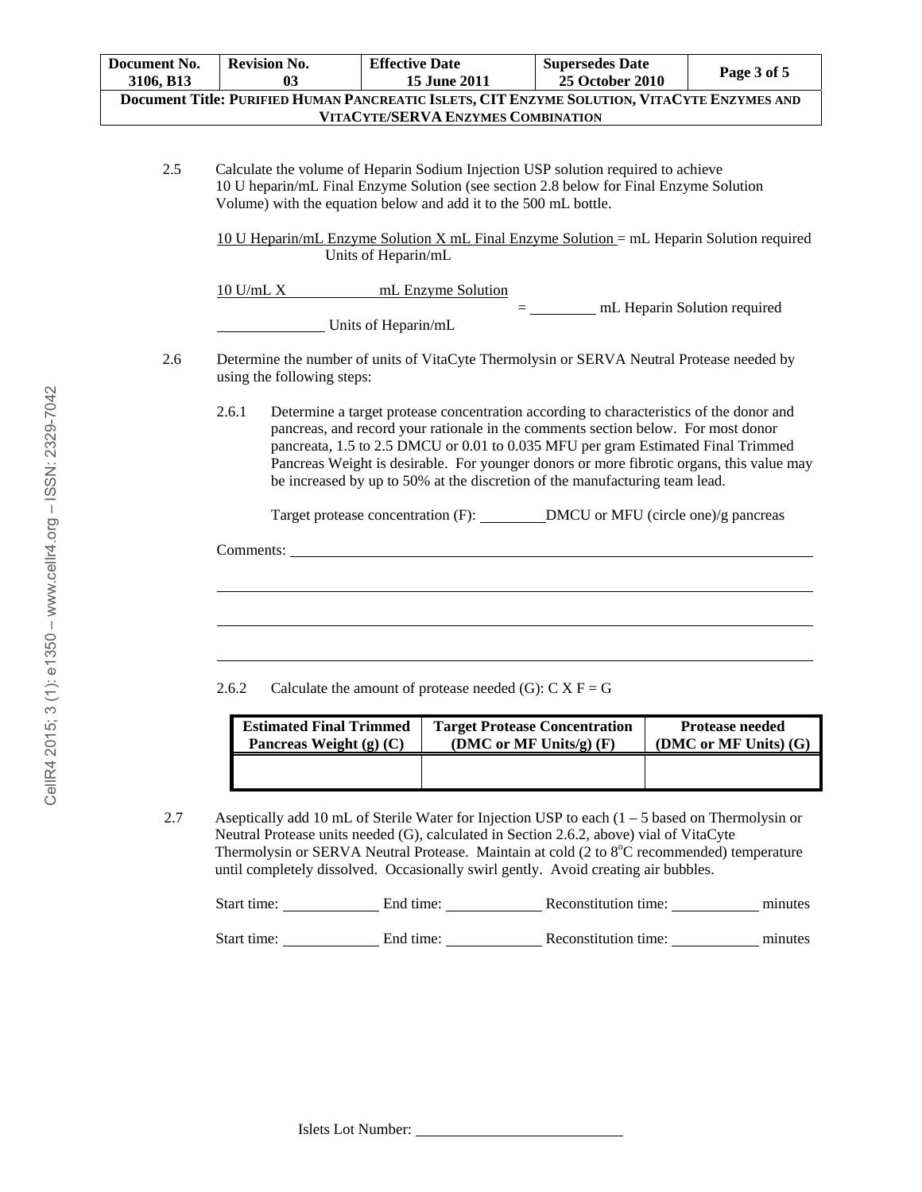| Document No. 3106, B13 | Revision No. 03 | Effective Date 15 June 2011 | Supersedes Date 25 October 2010 | Page 3 of 5 |
|---|---|---|---|---|
| **Document Title:** PURIFIED HUMAN PANCREATIC ISLETS, CIT ENZYME SOLUTION, VITACYTE ENZYMES AND VITACYTE/SERVA ENZYMES COMBINATION | | | | |

2.5 Calculate the volume of Heparin Sodium Injection USP solution required to achieve 10 U heparin/mL Final Enzyme Solution (see section 2.8 below for Final Enzyme Solution Volume) with the equation below and add it to the 500 mL bottle.

$$\frac{10 \text{ U Heparin/mL Enzyme Solution X mL Final Enzyme Solution}}{\text{Units of Heparin/mL}} = \text{mL Heparin Solution required}$$

$$\frac{10 \text{ U/mL X \_\_\_\_\_\_\_\_ mL Enzyme Solution}}{\text{\_\_\_\_\_\_\_\_ Units of Heparin/mL}} = \text{\_\_\_\_\_\_\_\_ mL Heparin Solution required}$$

2.6 Determine the number of units of VitaCyte Thermolysin or SERVA Neutral Protease needed by using the following steps:

2.6.1 Determine a target protease concentration according to characteristics of the donor and pancreas, and record your rationale in the comments section below. For most donor pancreata, 1.5 to 2.5 DMCU or 0.01 to 0.035 MFU per gram Estimated Final Trimmed Pancreas Weight is desirable. For younger donors or more fibrotic organs, this value may be increased by up to 50% at the discretion of the manufacturing team lead.

Target protease concentration (F): \_\_\_\_\_\_\_\_ DMCU or MFU (circle one)/g pancreas

Comments: \_\_\_\_\_\_\_\_\_\_\_\_\_\_\_\_\_\_\_\_\_\_\_\_\_\_\_\_\_\_\_\_\_\_\_\_\_\_\_\_

\_\_\_\_\_\_\_\_\_\_\_\_\_\_\_\_\_\_\_\_\_\_\_\_\_\_\_\_\_\_\_\_\_\_\_\_\_\_\_\_\_\_\_\_\_\_\_\_\_\_

\_\_\_\_\_\_\_\_\_\_\_\_\_\_\_\_\_\_\_\_\_\_\_\_\_\_\_\_\_\_\_\_\_\_\_\_\_\_\_\_\_\_\_\_\_\_\_\_\_\_

\_\_\_\_\_\_\_\_\_\_\_\_\_\_\_\_\_\_\_\_\_\_\_\_\_\_\_\_\_\_\_\_\_\_\_\_\_\_\_\_\_\_\_\_\_\_\_\_\_\_

2.6.2 Calculate the amount of protease needed (G): C X F = G

| Estimated Final Trimmed Pancreas Weight (g) (C) | Target Protease Concentration (DMC or MF Units/g) (F) | Protease needed (DMC or MF Units) (G) |
|---|---|---|
| | | |

2.7 Aseptically add 10 mL of Sterile Water for Injection USP to each (1 – 5 based on Thermolysin or Neutral Protease units needed (G), calculated in Section 2.6.2, above) vial of VitaCyte Thermolysin or SERVA Neutral Protease. Maintain at cold (2 to 8$^{o}$C recommended) temperature until completely dissolved. Occasionally swirl gently. Avoid creating air bubbles.

Start time: \_\_\_\_\_\_\_\_ End time: \_\_\_\_\_\_\_\_ Reconstitution time: \_\_\_\_\_\_\_\_ minutes

Start time: \_\_\_\_\_\_\_\_ End time: \_\_\_\_\_\_\_\_ Reconstitution time: \_\_\_\_\_\_\_\_ minutes

Islets Lot Number: \_\_\_\_\_\_\_\_\_\_\_\_\_\_\_\_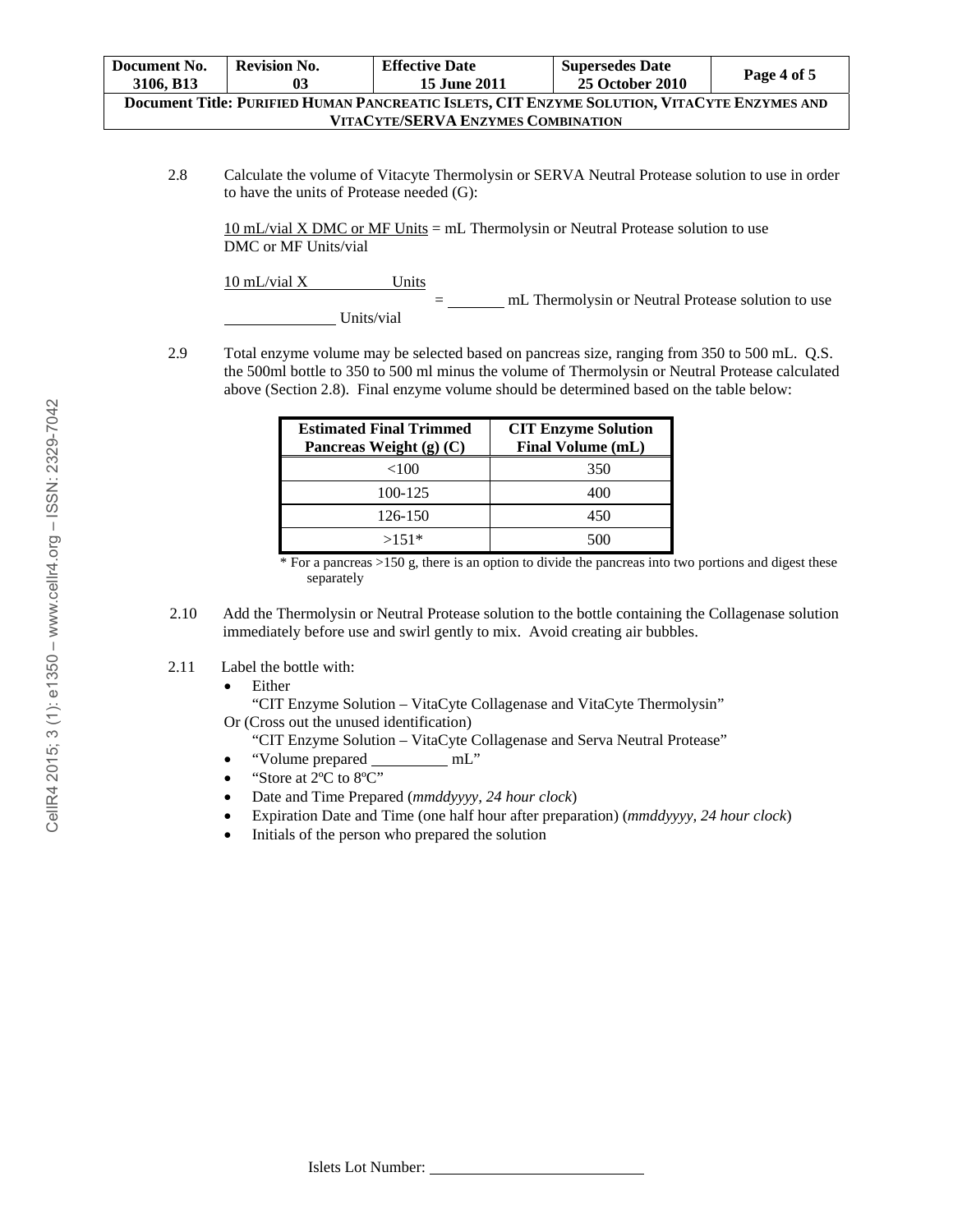2.8 Calculate the volume of Vitacyte Thermolysin or SERVA Neutral Protease solution to use in order to have the units of Protease needed (G):

$$\frac{10 \text{ mL/vial} \times \text{DMC or MF Units}}{\text{DMC or MF Units/vial}} = \text{mL Thermolysin or Neutral Protease solution to use}$$

$$\frac{10 \text{ mL/vial} \times \_\_\_\_\_\_ \text{ Units}}{\_\_\_\_\_\_ \text{ Units/vial}} = \_\_\_\_\_\_ \text{ mL Thermolysin or Neutral Protease solution to use}$$

2.9 Total enzyme volume may be selected based on pancreas size, ranging from 350 to 500 mL. Q.S. the 500ml bottle to 350 to 500 ml minus the volume of Thermolysin or Neutral Protease calculated above (Section 2.8). Final enzyme volume should be determined based on the table below:

| Estimated Final Trimmed Pancreas Weight (g) (C) | CIT Enzyme Solution Final Volume (mL) |
|---|---|
| <100 | 350 |
| 100-125 | 400 |
| 126-150 | 450 |
| >151* | 500 |

\* For a pancreas >150 g, there is an option to divide the pancreas into two portions and digest these separately

2.10 Add the Thermolysin or Neutral Protease solution to the bottle containing the Collagenase solution immediately before use and swirl gently to mix. Avoid creating air bubbles.

2.11 Label the bottle with:

- Either
  "CIT Enzyme Solution – VitaCyte Collagenase and VitaCyte Thermolysin"
  Or (Cross out the unused identification)
  "CIT Enzyme Solution – VitaCyte Collagenase and Serva Neutral Protease"
- "Volume prepared \_\_\_\_\_\_\_\_\_\_ mL"
- "Store at 2ºC to 8ºC"
- Date and Time Prepared (*mmddyyyy, 24 hour clock*)
- Expiration Date and Time (one half hour after preparation) (*mmddyyyy, 24 hour clock*)
- Initials of the person who prepared the solution

Islets Lot Number: \_\_\_\_\_\_\_\_\_\_\_\_\_\_\_\_\_\_\_\_\_\_\_\_\_\_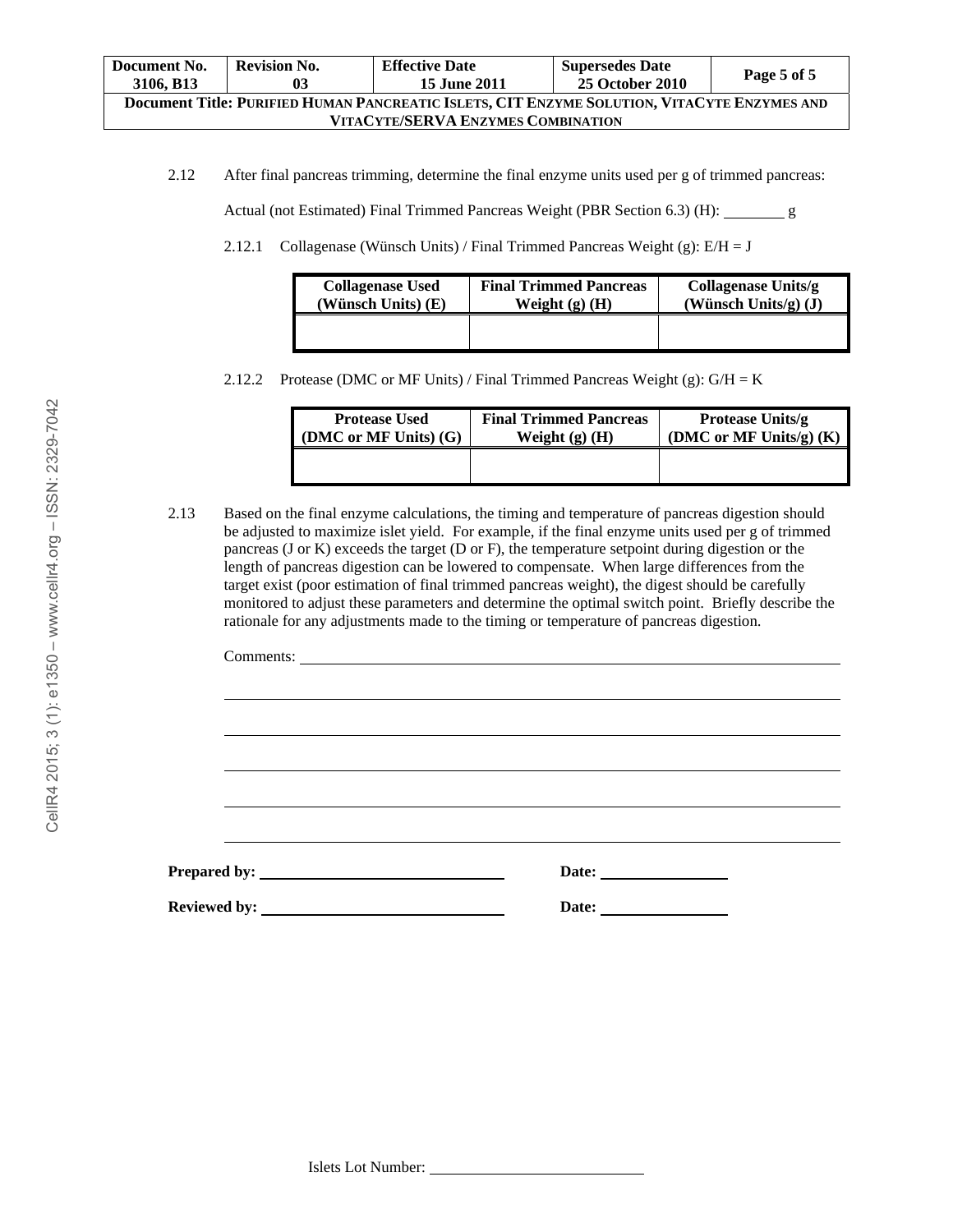2.12 After final pancreas trimming, determine the final enzyme units used per g of trimmed pancreas:

Actual (not Estimated) Final Trimmed Pancreas Weight (PBR Section 6.3) (H): ________ g

2.12.1 Collagenase (Wünsch Units) / Final Trimmed Pancreas Weight (g): E/H = J

| Collagenase Used (Wünsch Units) (E) | Final Trimmed Pancreas Weight (g) (H) | Collagenase Units/g (Wünsch Units/g) (J) |
|---|---|---|
| | | |

2.12.2 Protease (DMC or MF Units) / Final Trimmed Pancreas Weight (g): G/H = K

| Protease Used (DMC or MF Units) (G) | Final Trimmed Pancreas Weight (g) (H) | Protease Units/g (DMC or MF Units/g) (K) |
|---|---|---|
| | | |

2.13 Based on the final enzyme calculations, the timing and temperature of pancreas digestion should be adjusted to maximize islet yield. For example, if the final enzyme units used per g of trimmed pancreas (J or K) exceeds the target (D or F), the temperature setpoint during digestion or the length of pancreas digestion can be lowered to compensate. When large differences from the target exist (poor estimation of final trimmed pancreas weight), the digest should be carefully monitored to adjust these parameters and determine the optimal switch point. Briefly describe the rationale for any adjustments made to the timing or temperature of pancreas digestion.

Comments: ________________________________________________

________________________________________________

________________________________________________

________________________________________________

________________________________________________

________________________________________________

**Prepared by:** ____________________ **Date:** ____________

**Reviewed by:** ____________________ **Date:** ____________

Islets Lot Number: ____________________